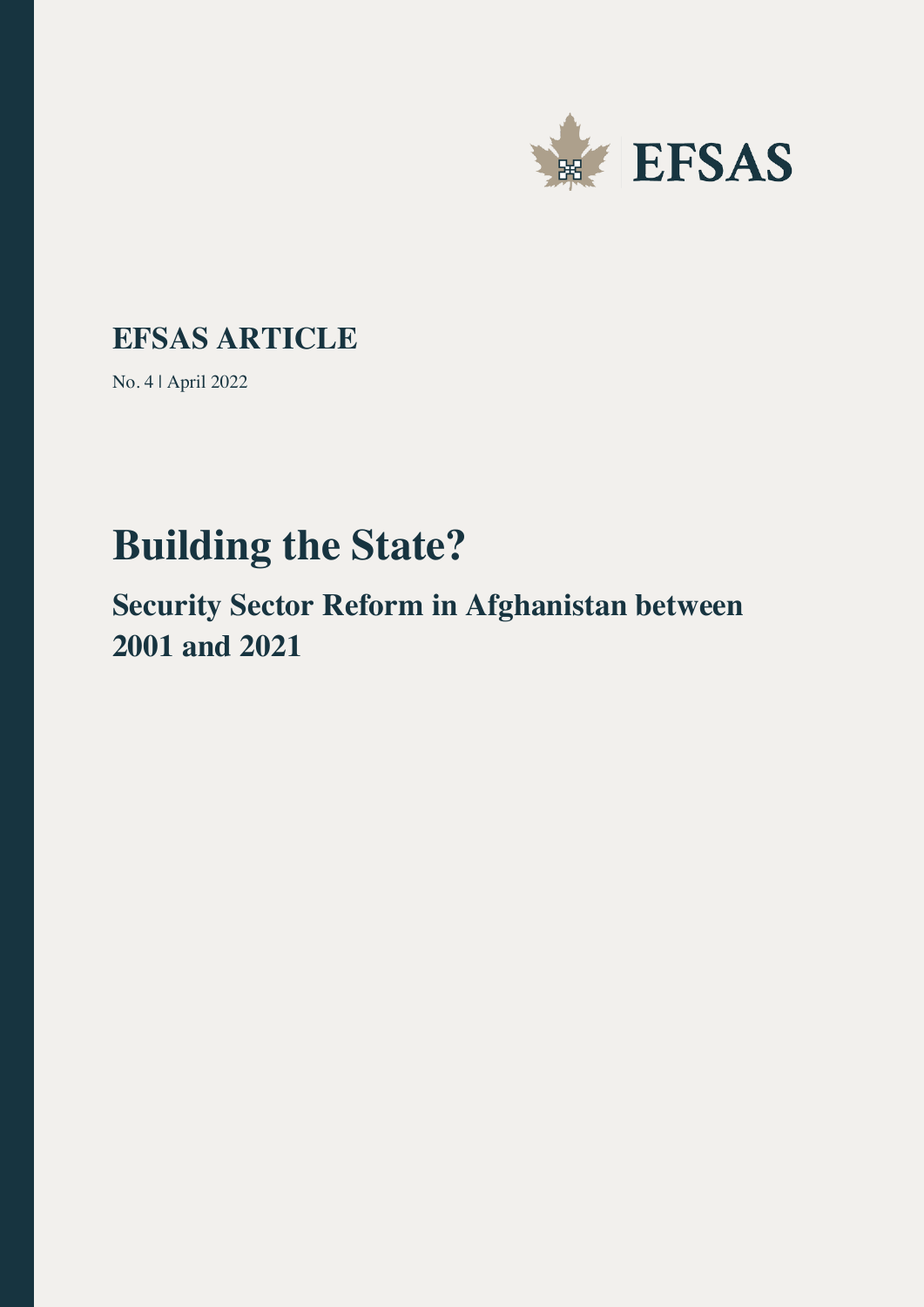EFSAS

**EFSAS ARTICLE**

No. 4 | April 2022

# Building the State?

## Security Sector Reform in Afghanistan between 2001 and 2021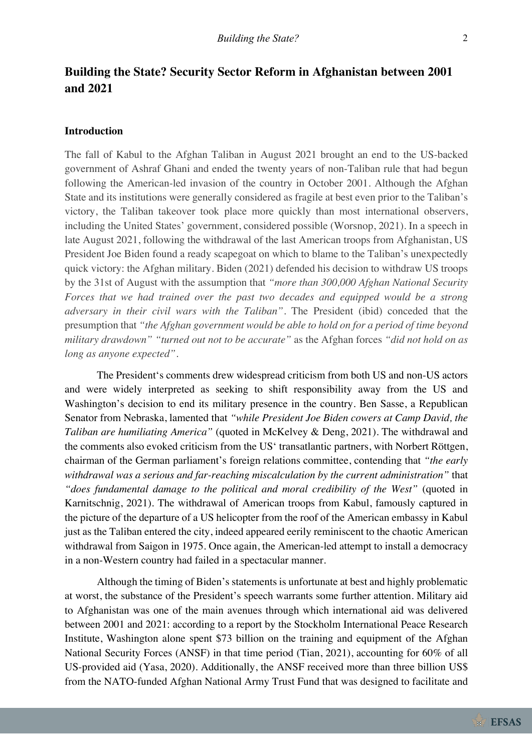# Building the State? Security Sector Reform in Afghanistan between 2001 and 2021

## Introduction

The fall of Kabul to the Afghan Taliban in August 2021 brought an end to the US-backed government of Ashraf Ghani and ended the twenty years of non-Taliban rule that had begun following the American-led invasion of the country in October 2001. Although the Afghan State and its institutions were generally considered as fragile at best even prior to the Taliban's victory, the Taliban takeover took place more quickly than most international observers, including the United States' government, considered possible (Worsnop, 2021). In a speech in late August 2021, following the withdrawal of the last American troops from Afghanistan, US President Joe Biden found a ready scapegoat on which to blame to the Taliban's unexpectedly quick victory: the Afghan military. Biden (2021) defended his decision to withdraw US troops by the 31st of August with the assumption that *"more than 300,000 Afghan National Security Forces that we had trained over the past two decades and equipped would be a strong adversary in their civil wars with the Taliban"*. The President (ibid) conceded that the presumption that *"the Afghan government would be able to hold on for a period of time beyond military drawdown" "turned out not to be accurate"* as the Afghan forces *"did not hold on as long as anyone expected"*.

The President's comments drew widespread criticism from both US and non-US actors and were widely interpreted as seeking to shift responsibility away from the US and Washington's decision to end its military presence in the country. Ben Sasse, a Republican Senator from Nebraska, lamented that *"while President Joe Biden cowers at Camp David, the Taliban are humiliating America"* (quoted in McKelvey & Deng, 2021). The withdrawal and the comments also evoked criticism from the US' transatlantic partners, with Norbert Röttgen, chairman of the German parliament's foreign relations committee, contending that *"the early withdrawal was a serious and far-reaching miscalculation by the current administration"* that *"does fundamental damage to the political and moral credibility of the West"* (quoted in Karnitschnig, 2021). The withdrawal of American troops from Kabul, famously captured in the picture of the departure of a US helicopter from the roof of the American embassy in Kabul just as the Taliban entered the city, indeed appeared eerily reminiscent to the chaotic American withdrawal from Saigon in 1975. Once again, the American-led attempt to install a democracy in a non-Western country had failed in a spectacular manner.

Although the timing of Biden's statements is unfortunate at best and highly problematic at worst, the substance of the President's speech warrants some further attention. Military aid to Afghanistan was one of the main avenues through which international aid was delivered between 2001 and 2021: according to a report by the Stockholm International Peace Research Institute, Washington alone spent $73 billion on the training and equipment of the Afghan National Security Forces (ANSF) in that time period (Tian, 2021), accounting for 60% of all US-provided aid (Yasa, 2020). Additionally, the ANSF received more than three billion US$ from the NATO-funded Afghan National Army Trust Fund that was designed to facilitate and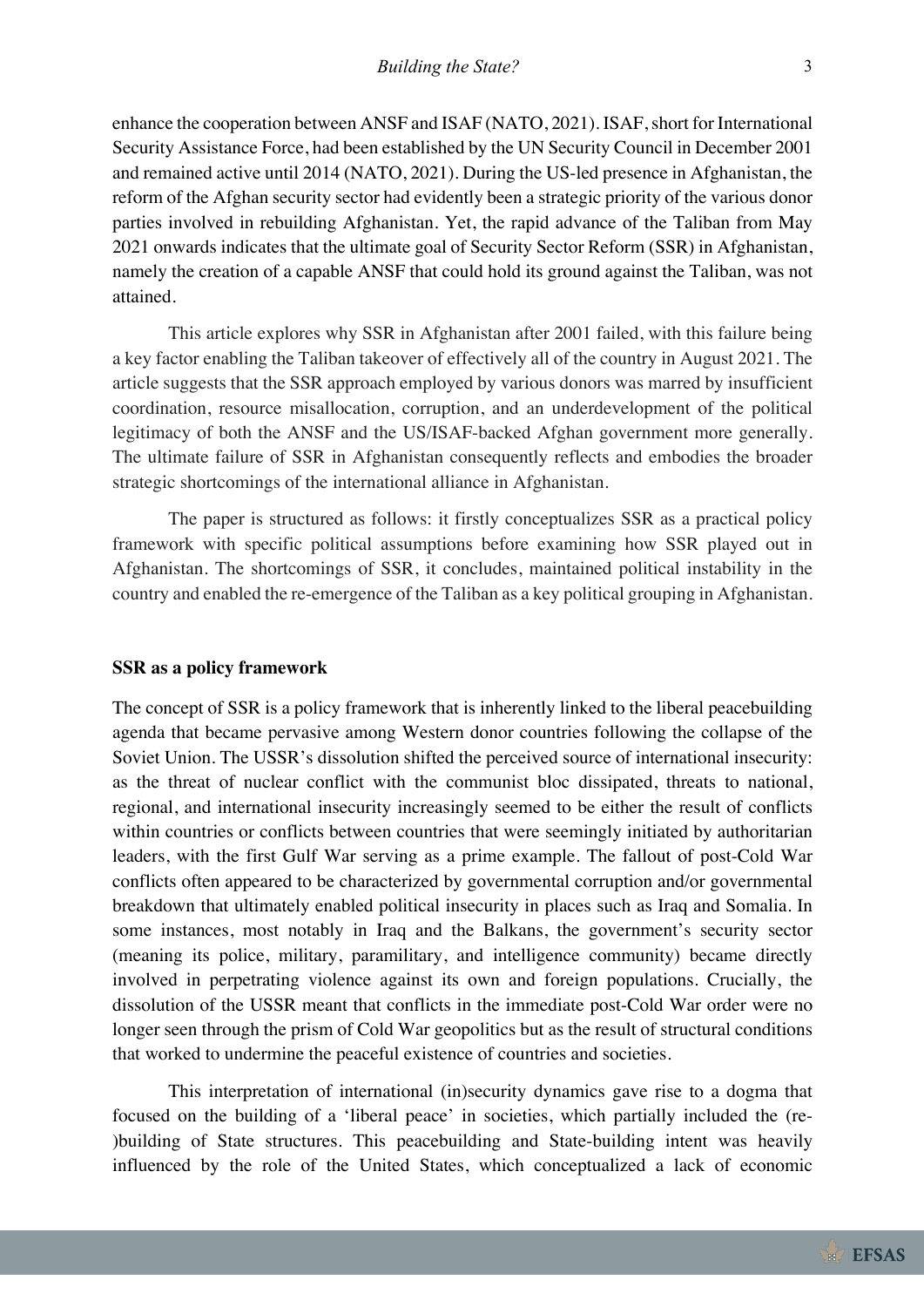enhance the cooperation between ANSF and ISAF (NATO, 2021). ISAF, short for International Security Assistance Force, had been established by the UN Security Council in December 2001 and remained active until 2014 (NATO, 2021). During the US-led presence in Afghanistan, the reform of the Afghan security sector had evidently been a strategic priority of the various donor parties involved in rebuilding Afghanistan. Yet, the rapid advance of the Taliban from May 2021 onwards indicates that the ultimate goal of Security Sector Reform (SSR) in Afghanistan, namely the creation of a capable ANSF that could hold its ground against the Taliban, was not attained.

This article explores why SSR in Afghanistan after 2001 failed, with this failure being a key factor enabling the Taliban takeover of effectively all of the country in August 2021. The article suggests that the SSR approach employed by various donors was marred by insufficient coordination, resource misallocation, corruption, and an underdevelopment of the political legitimacy of both the ANSF and the US/ISAF-backed Afghan government more generally. The ultimate failure of SSR in Afghanistan consequently reflects and embodies the broader strategic shortcomings of the international alliance in Afghanistan.

The paper is structured as follows: it firstly conceptualizes SSR as a practical policy framework with specific political assumptions before examining how SSR played out in Afghanistan. The shortcomings of SSR, it concludes, maintained political instability in the country and enabled the re-emergence of the Taliban as a key political grouping in Afghanistan.

## SSR as a policy framework

The concept of SSR is a policy framework that is inherently linked to the liberal peacebuilding agenda that became pervasive among Western donor countries following the collapse of the Soviet Union. The USSR's dissolution shifted the perceived source of international insecurity: as the threat of nuclear conflict with the communist bloc dissipated, threats to national, regional, and international insecurity increasingly seemed to be either the result of conflicts within countries or conflicts between countries that were seemingly initiated by authoritarian leaders, with the first Gulf War serving as a prime example. The fallout of post-Cold War conflicts often appeared to be characterized by governmental corruption and/or governmental breakdown that ultimately enabled political insecurity in places such as Iraq and Somalia. In some instances, most notably in Iraq and the Balkans, the government's security sector (meaning its police, military, paramilitary, and intelligence community) became directly involved in perpetrating violence against its own and foreign populations. Crucially, the dissolution of the USSR meant that conflicts in the immediate post-Cold War order were no longer seen through the prism of Cold War geopolitics but as the result of structural conditions that worked to undermine the peaceful existence of countries and societies.

This interpretation of international (in)security dynamics gave rise to a dogma that focused on the building of a 'liberal peace' in societies, which partially included the (re-)building of State structures. This peacebuilding and State-building intent was heavily influenced by the role of the United States, which conceptualized a lack of economic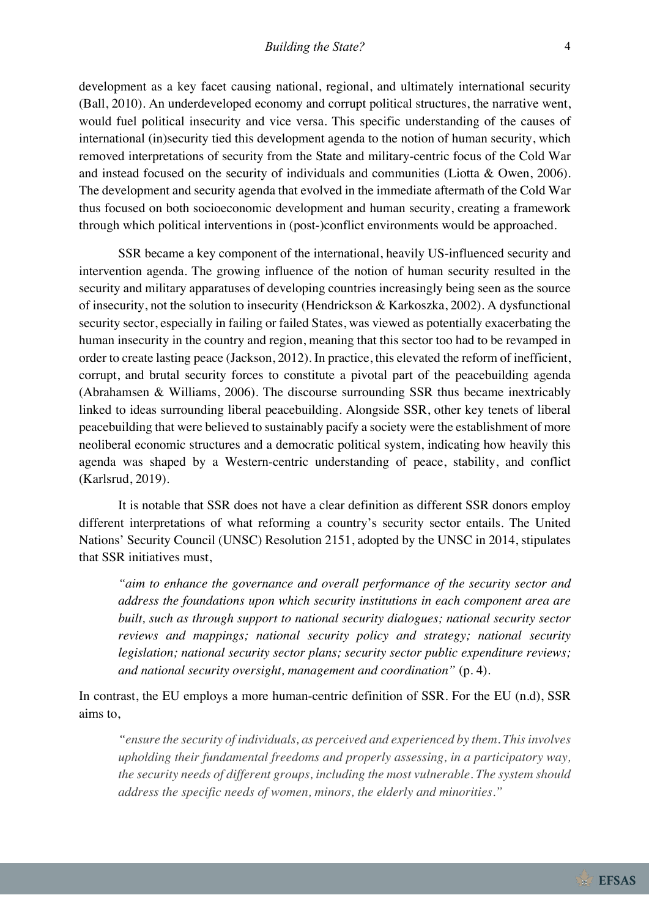development as a key facet causing national, regional, and ultimately international security (Ball, 2010). An underdeveloped economy and corrupt political structures, the narrative went, would fuel political insecurity and vice versa. This specific understanding of the causes of international (in)security tied this development agenda to the notion of human security, which removed interpretations of security from the State and military-centric focus of the Cold War and instead focused on the security of individuals and communities (Liotta & Owen, 2006). The development and security agenda that evolved in the immediate aftermath of the Cold War thus focused on both socioeconomic development and human security, creating a framework through which political interventions in (post-)conflict environments would be approached.

SSR became a key component of the international, heavily US-influenced security and intervention agenda. The growing influence of the notion of human security resulted in the security and military apparatuses of developing countries increasingly being seen as the source of insecurity, not the solution to insecurity (Hendrickson & Karkoszka, 2002). A dysfunctional security sector, especially in failing or failed States, was viewed as potentially exacerbating the human insecurity in the country and region, meaning that this sector too had to be revamped in order to create lasting peace (Jackson, 2012). In practice, this elevated the reform of inefficient, corrupt, and brutal security forces to constitute a pivotal part of the peacebuilding agenda (Abrahamsen & Williams, 2006). The discourse surrounding SSR thus became inextricably linked to ideas surrounding liberal peacebuilding. Alongside SSR, other key tenets of liberal peacebuilding that were believed to sustainably pacify a society were the establishment of more neoliberal economic structures and a democratic political system, indicating how heavily this agenda was shaped by a Western-centric understanding of peace, stability, and conflict (Karlsrud, 2019).

It is notable that SSR does not have a clear definition as different SSR donors employ different interpretations of what reforming a country's security sector entails. The United Nations' Security Council (UNSC) Resolution 2151, adopted by the UNSC in 2014, stipulates that SSR initiatives must,

> *"aim to enhance the governance and overall performance of the security sector and address the foundations upon which security institutions in each component area are built, such as through support to national security dialogues; national security sector reviews and mappings; national security policy and strategy; national security legislation; national security sector plans; security sector public expenditure reviews; and national security oversight, management and coordination"* (p. 4).

In contrast, the EU employs a more human-centric definition of SSR. For the EU (n.d), SSR aims to,

> *"ensure the security of individuals, as perceived and experienced by them. This involves upholding their fundamental freedoms and properly assessing, in a participatory way, the security needs of different groups, including the most vulnerable. The system should address the specific needs of women, minors, the elderly and minorities."*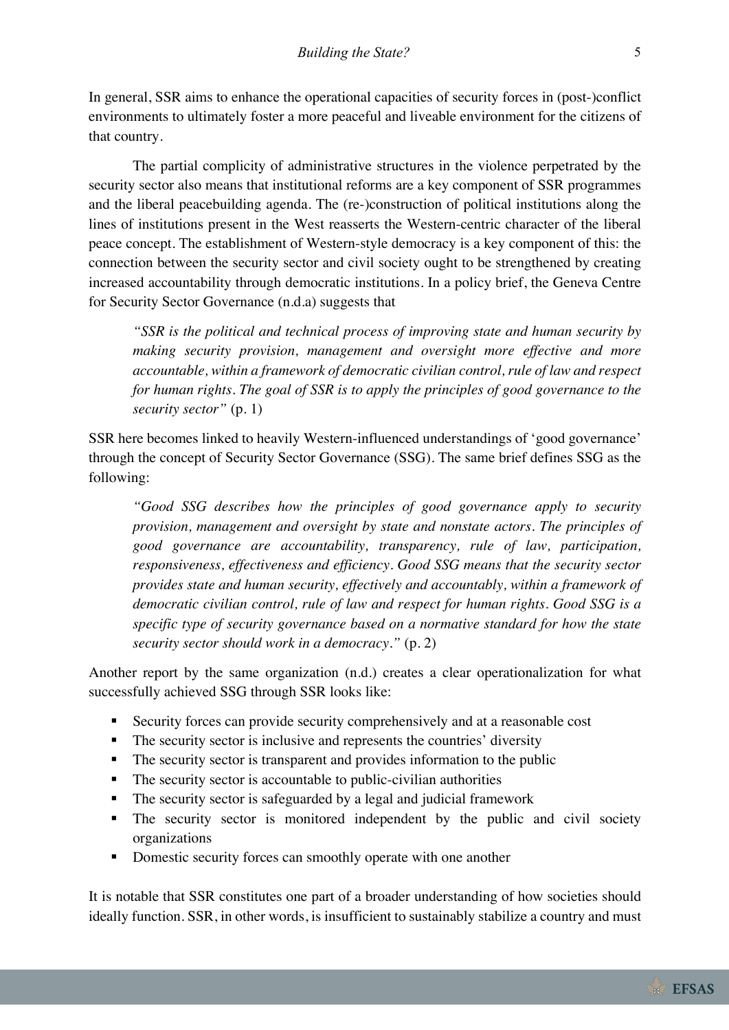In general, SSR aims to enhance the operational capacities of security forces in (post-)conflict environments to ultimately foster a more peaceful and liveable environment for the citizens of that country.

The partial complicity of administrative structures in the violence perpetrated by the security sector also means that institutional reforms are a key component of SSR programmes and the liberal peacebuilding agenda. The (re-)construction of political institutions along the lines of institutions present in the West reasserts the Western-centric character of the liberal peace concept. The establishment of Western-style democracy is a key component of this: the connection between the security sector and civil society ought to be strengthened by creating increased accountability through democratic institutions. In a policy brief, the Geneva Centre for Security Sector Governance (n.d.a) suggests that

> *"SSR is the political and technical process of improving state and human security by making security provision, management and oversight more effective and more accountable, within a framework of democratic civilian control, rule of law and respect for human rights. The goal of SSR is to apply the principles of good governance to the security sector"* (p. 1)

SSR here becomes linked to heavily Western-influenced understandings of 'good governance' through the concept of Security Sector Governance (SSG). The same brief defines SSG as the following:

> *"Good SSG describes how the principles of good governance apply to security provision, management and oversight by state and nonstate actors. The principles of good governance are accountability, transparency, rule of law, participation, responsiveness, effectiveness and efficiency. Good SSG means that the security sector provides state and human security, effectively and accountably, within a framework of democratic civilian control, rule of law and respect for human rights. Good SSG is a specific type of security governance based on a normative standard for how the state security sector should work in a democracy."* (p. 2)

Another report by the same organization (n.d.) creates a clear operationalization for what successfully achieved SSG through SSR looks like:

- Security forces can provide security comprehensively and at a reasonable cost
- The security sector is inclusive and represents the countries' diversity
- The security sector is transparent and provides information to the public
- The security sector is accountable to public-civilian authorities
- The security sector is safeguarded by a legal and judicial framework
- The security sector is monitored independent by the public and civil society organizations
- Domestic security forces can smoothly operate with one another

It is notable that SSR constitutes one part of a broader understanding of how societies should ideally function. SSR, in other words, is insufficient to sustainably stabilize a country and must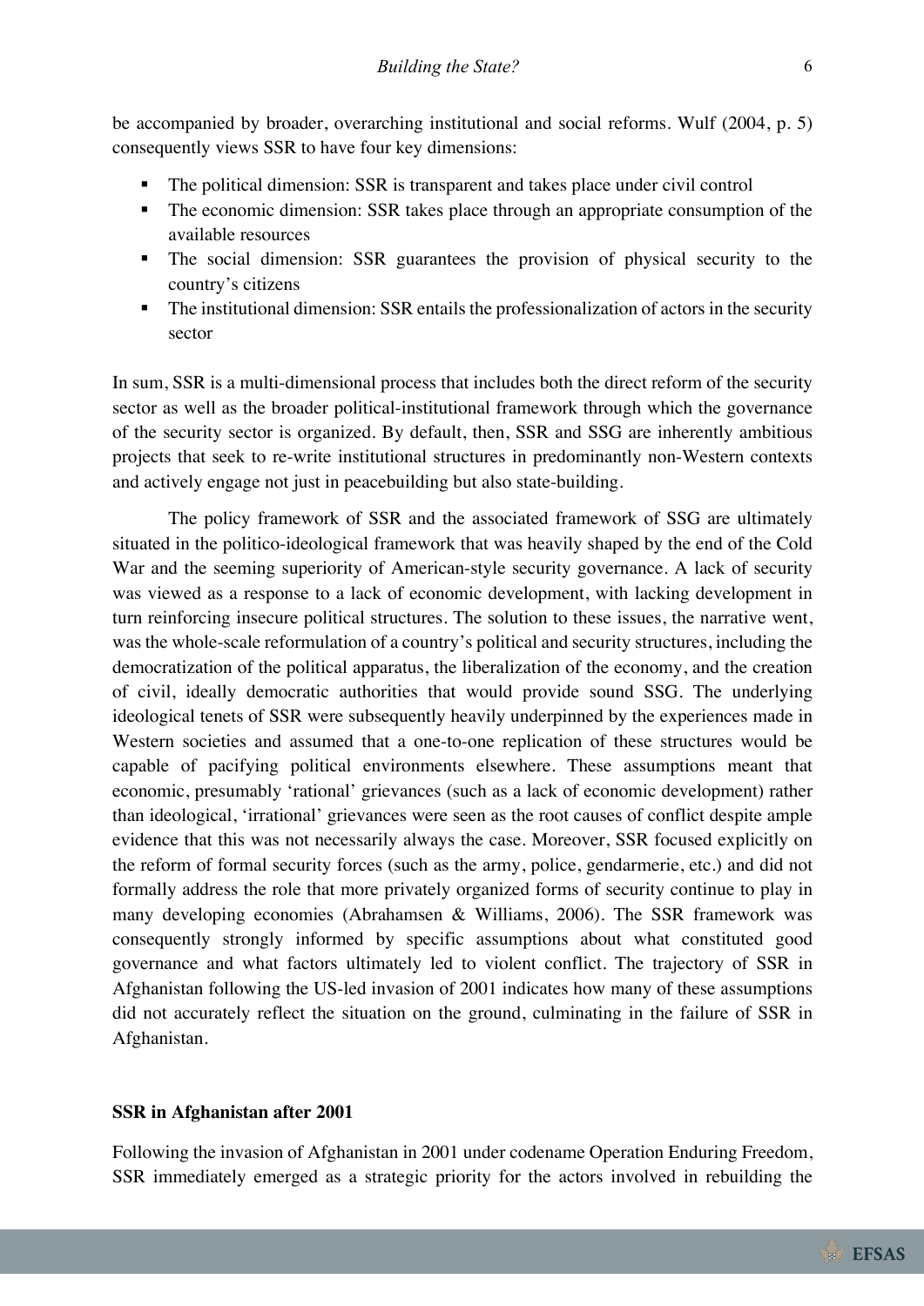be accompanied by broader, overarching institutional and social reforms. Wulf (2004, p. 5) consequently views SSR to have four key dimensions:

- The political dimension: SSR is transparent and takes place under civil control
- The economic dimension: SSR takes place through an appropriate consumption of the available resources
- The social dimension: SSR guarantees the provision of physical security to the country's citizens
- The institutional dimension: SSR entails the professionalization of actors in the security sector

In sum, SSR is a multi-dimensional process that includes both the direct reform of the security sector as well as the broader political-institutional framework through which the governance of the security sector is organized. By default, then, SSR and SSG are inherently ambitious projects that seek to re-write institutional structures in predominantly non-Western contexts and actively engage not just in peacebuilding but also state-building.

The policy framework of SSR and the associated framework of SSG are ultimately situated in the politico-ideological framework that was heavily shaped by the end of the Cold War and the seeming superiority of American-style security governance. A lack of security was viewed as a response to a lack of economic development, with lacking development in turn reinforcing insecure political structures. The solution to these issues, the narrative went, was the whole-scale reformulation of a country's political and security structures, including the democratization of the political apparatus, the liberalization of the economy, and the creation of civil, ideally democratic authorities that would provide sound SSG. The underlying ideological tenets of SSR were subsequently heavily underpinned by the experiences made in Western societies and assumed that a one-to-one replication of these structures would be capable of pacifying political environments elsewhere. These assumptions meant that economic, presumably 'rational' grievances (such as a lack of economic development) rather than ideological, 'irrational' grievances were seen as the root causes of conflict despite ample evidence that this was not necessarily always the case. Moreover, SSR focused explicitly on the reform of formal security forces (such as the army, police, gendarmerie, etc.) and did not formally address the role that more privately organized forms of security continue to play in many developing economies (Abrahamsen & Williams, 2006). The SSR framework was consequently strongly informed by specific assumptions about what constituted good governance and what factors ultimately led to violent conflict. The trajectory of SSR in Afghanistan following the US-led invasion of 2001 indicates how many of these assumptions did not accurately reflect the situation on the ground, culminating in the failure of SSR in Afghanistan.

## SSR in Afghanistan after 2001

Following the invasion of Afghanistan in 2001 under codename Operation Enduring Freedom, SSR immediately emerged as a strategic priority for the actors involved in rebuilding the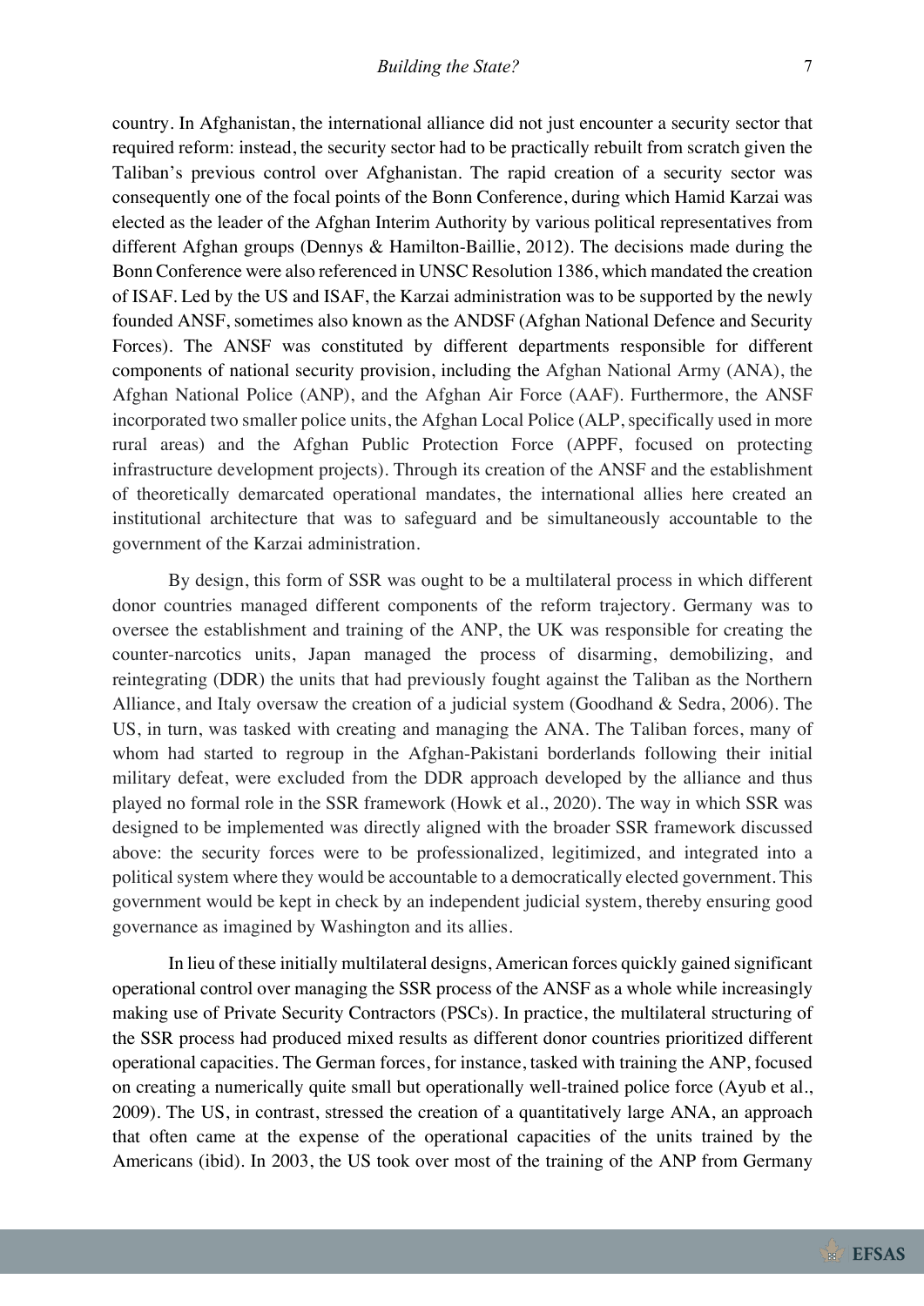country. In Afghanistan, the international alliance did not just encounter a security sector that required reform: instead, the security sector had to be practically rebuilt from scratch given the Taliban's previous control over Afghanistan. The rapid creation of a security sector was consequently one of the focal points of the Bonn Conference, during which Hamid Karzai was elected as the leader of the Afghan Interim Authority by various political representatives from different Afghan groups (Dennys & Hamilton-Baillie, 2012). The decisions made during the Bonn Conference were also referenced in UNSC Resolution 1386, which mandated the creation of ISAF. Led by the US and ISAF, the Karzai administration was to be supported by the newly founded ANSF, sometimes also known as the ANDSF (Afghan National Defence and Security Forces). The ANSF was constituted by different departments responsible for different components of national security provision, including the Afghan National Army (ANA), the Afghan National Police (ANP), and the Afghan Air Force (AAF). Furthermore, the ANSF incorporated two smaller police units, the Afghan Local Police (ALP, specifically used in more rural areas) and the Afghan Public Protection Force (APPF, focused on protecting infrastructure development projects). Through its creation of the ANSF and the establishment of theoretically demarcated operational mandates, the international allies here created an institutional architecture that was to safeguard and be simultaneously accountable to the government of the Karzai administration.

By design, this form of SSR was ought to be a multilateral process in which different donor countries managed different components of the reform trajectory. Germany was to oversee the establishment and training of the ANP, the UK was responsible for creating the counter-narcotics units, Japan managed the process of disarming, demobilizing, and reintegrating (DDR) the units that had previously fought against the Taliban as the Northern Alliance, and Italy oversaw the creation of a judicial system (Goodhand & Sedra, 2006). The US, in turn, was tasked with creating and managing the ANA. The Taliban forces, many of whom had started to regroup in the Afghan-Pakistani borderlands following their initial military defeat, were excluded from the DDR approach developed by the alliance and thus played no formal role in the SSR framework (Howk et al., 2020). The way in which SSR was designed to be implemented was directly aligned with the broader SSR framework discussed above: the security forces were to be professionalized, legitimized, and integrated into a political system where they would be accountable to a democratically elected government. This government would be kept in check by an independent judicial system, thereby ensuring good governance as imagined by Washington and its allies.

In lieu of these initially multilateral designs, American forces quickly gained significant operational control over managing the SSR process of the ANSF as a whole while increasingly making use of Private Security Contractors (PSCs). In practice, the multilateral structuring of the SSR process had produced mixed results as different donor countries prioritized different operational capacities. The German forces, for instance, tasked with training the ANP, focused on creating a numerically quite small but operationally well-trained police force (Ayub et al., 2009). The US, in contrast, stressed the creation of a quantitatively large ANA, an approach that often came at the expense of the operational capacities of the units trained by the Americans (ibid). In 2003, the US took over most of the training of the ANP from Germany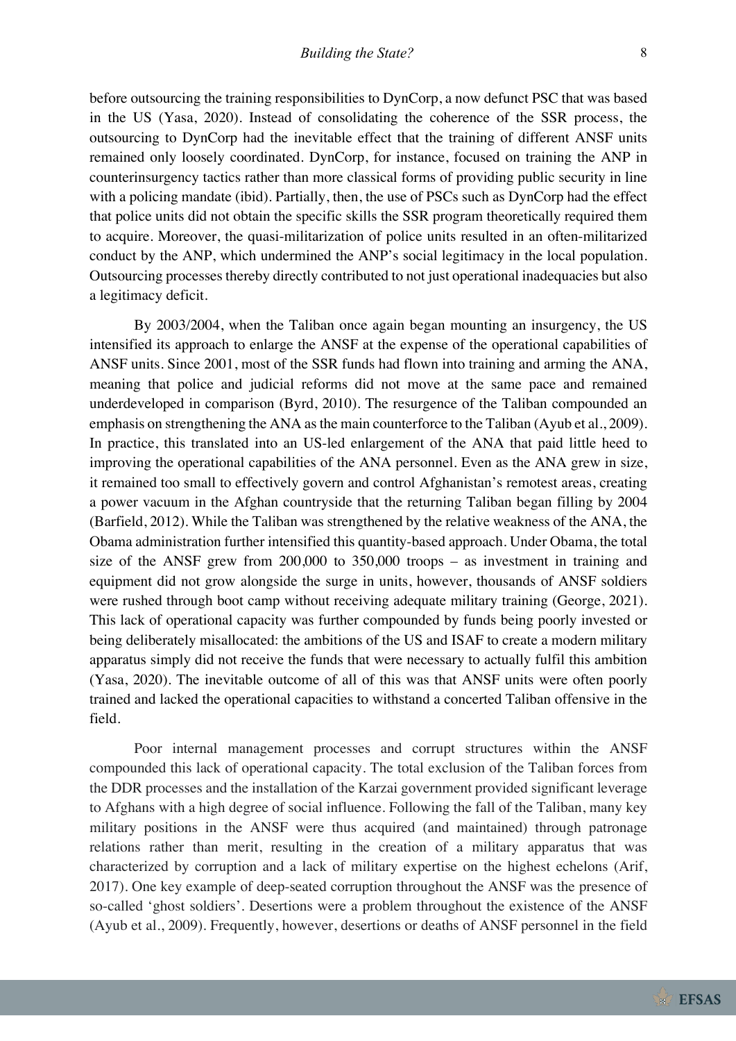before outsourcing the training responsibilities to DynCorp, a now defunct PSC that was based in the US (Yasa, 2020). Instead of consolidating the coherence of the SSR process, the outsourcing to DynCorp had the inevitable effect that the training of different ANSF units remained only loosely coordinated. DynCorp, for instance, focused on training the ANP in counterinsurgency tactics rather than more classical forms of providing public security in line with a policing mandate (ibid). Partially, then, the use of PSCs such as DynCorp had the effect that police units did not obtain the specific skills the SSR program theoretically required them to acquire. Moreover, the quasi-militarization of police units resulted in an often-militarized conduct by the ANP, which undermined the ANP's social legitimacy in the local population. Outsourcing processes thereby directly contributed to not just operational inadequacies but also a legitimacy deficit.

By 2003/2004, when the Taliban once again began mounting an insurgency, the US intensified its approach to enlarge the ANSF at the expense of the operational capabilities of ANSF units. Since 2001, most of the SSR funds had flown into training and arming the ANA, meaning that police and judicial reforms did not move at the same pace and remained underdeveloped in comparison (Byrd, 2010). The resurgence of the Taliban compounded an emphasis on strengthening the ANA as the main counterforce to the Taliban (Ayub et al., 2009). In practice, this translated into an US-led enlargement of the ANA that paid little heed to improving the operational capabilities of the ANA personnel. Even as the ANA grew in size, it remained too small to effectively govern and control Afghanistan's remotest areas, creating a power vacuum in the Afghan countryside that the returning Taliban began filling by 2004 (Barfield, 2012). While the Taliban was strengthened by the relative weakness of the ANA, the Obama administration further intensified this quantity-based approach. Under Obama, the total size of the ANSF grew from 200,000 to 350,000 troops – as investment in training and equipment did not grow alongside the surge in units, however, thousands of ANSF soldiers were rushed through boot camp without receiving adequate military training (George, 2021). This lack of operational capacity was further compounded by funds being poorly invested or being deliberately misallocated: the ambitions of the US and ISAF to create a modern military apparatus simply did not receive the funds that were necessary to actually fulfil this ambition (Yasa, 2020). The inevitable outcome of all of this was that ANSF units were often poorly trained and lacked the operational capacities to withstand a concerted Taliban offensive in the field.

Poor internal management processes and corrupt structures within the ANSF compounded this lack of operational capacity. The total exclusion of the Taliban forces from the DDR processes and the installation of the Karzai government provided significant leverage to Afghans with a high degree of social influence. Following the fall of the Taliban, many key military positions in the ANSF were thus acquired (and maintained) through patronage relations rather than merit, resulting in the creation of a military apparatus that was characterized by corruption and a lack of military expertise on the highest echelons (Arif, 2017). One key example of deep-seated corruption throughout the ANSF was the presence of so-called 'ghost soldiers'. Desertions were a problem throughout the existence of the ANSF (Ayub et al., 2009). Frequently, however, desertions or deaths of ANSF personnel in the field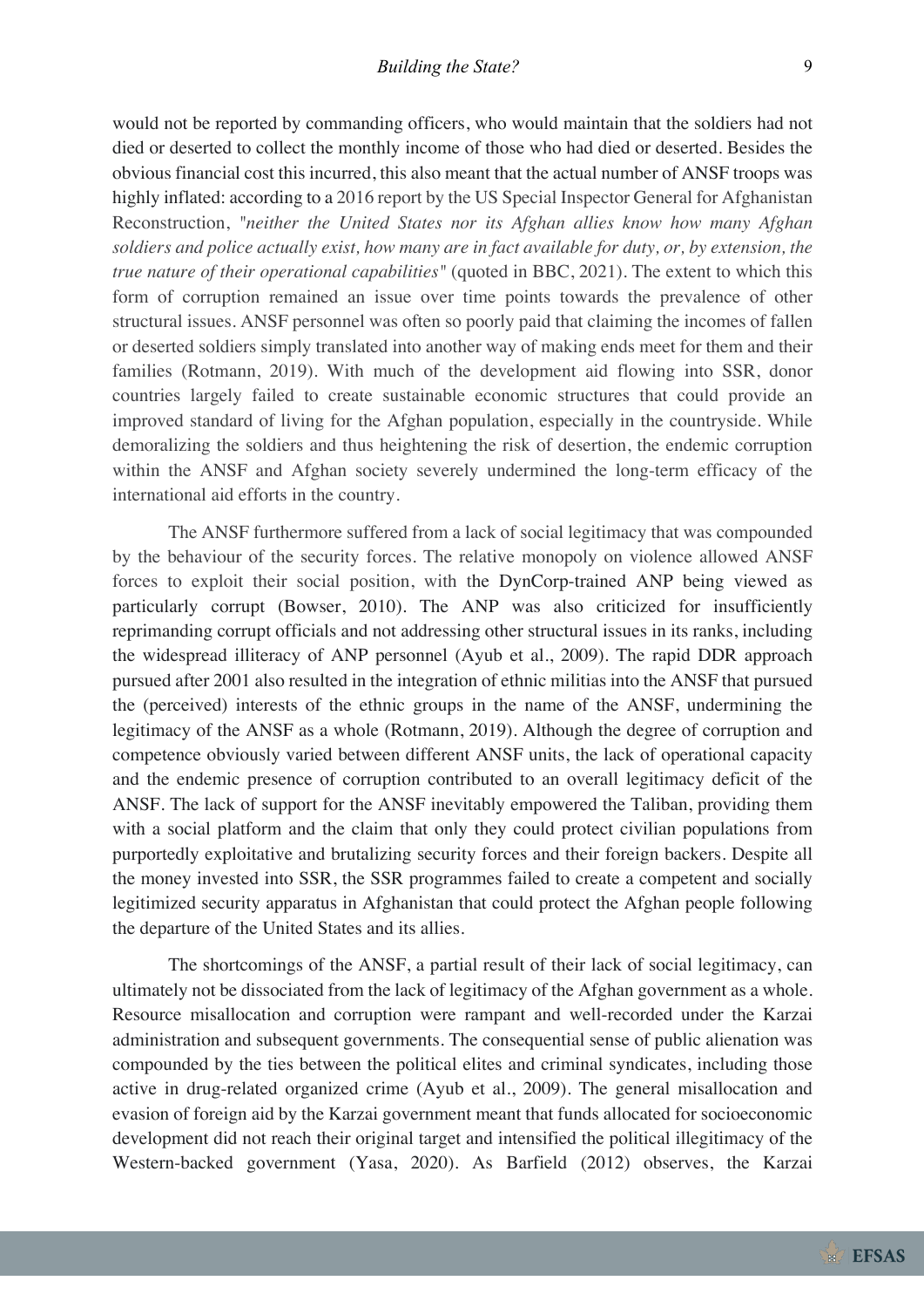would not be reported by commanding officers, who would maintain that the soldiers had not died or deserted to collect the monthly income of those who had died or deserted. Besides the obvious financial cost this incurred, this also meant that the actual number of ANSF troops was highly inflated: according to a 2016 report by the US Special Inspector General for Afghanistan Reconstruction, *"neither the United States nor its Afghan allies know how many Afghan soldiers and police actually exist, how many are in fact available for duty, or, by extension, the true nature of their operational capabilities"* (quoted in BBC, 2021). The extent to which this form of corruption remained an issue over time points towards the prevalence of other structural issues. ANSF personnel was often so poorly paid that claiming the incomes of fallen or deserted soldiers simply translated into another way of making ends meet for them and their families (Rotmann, 2019). With much of the development aid flowing into SSR, donor countries largely failed to create sustainable economic structures that could provide an improved standard of living for the Afghan population, especially in the countryside. While demoralizing the soldiers and thus heightening the risk of desertion, the endemic corruption within the ANSF and Afghan society severely undermined the long-term efficacy of the international aid efforts in the country.

The ANSF furthermore suffered from a lack of social legitimacy that was compounded by the behaviour of the security forces. The relative monopoly on violence allowed ANSF forces to exploit their social position, with the DynCorp-trained ANP being viewed as particularly corrupt (Bowser, 2010). The ANP was also criticized for insufficiently reprimanding corrupt officials and not addressing other structural issues in its ranks, including the widespread illiteracy of ANP personnel (Ayub et al., 2009). The rapid DDR approach pursued after 2001 also resulted in the integration of ethnic militias into the ANSF that pursued the (perceived) interests of the ethnic groups in the name of the ANSF, undermining the legitimacy of the ANSF as a whole (Rotmann, 2019). Although the degree of corruption and competence obviously varied between different ANSF units, the lack of operational capacity and the endemic presence of corruption contributed to an overall legitimacy deficit of the ANSF. The lack of support for the ANSF inevitably empowered the Taliban, providing them with a social platform and the claim that only they could protect civilian populations from purportedly exploitative and brutalizing security forces and their foreign backers. Despite all the money invested into SSR, the SSR programmes failed to create a competent and socially legitimized security apparatus in Afghanistan that could protect the Afghan people following the departure of the United States and its allies.

The shortcomings of the ANSF, a partial result of their lack of social legitimacy, can ultimately not be dissociated from the lack of legitimacy of the Afghan government as a whole. Resource misallocation and corruption were rampant and well-recorded under the Karzai administration and subsequent governments. The consequential sense of public alienation was compounded by the ties between the political elites and criminal syndicates, including those active in drug-related organized crime (Ayub et al., 2009). The general misallocation and evasion of foreign aid by the Karzai government meant that funds allocated for socioeconomic development did not reach their original target and intensified the political illegitimacy of the Western-backed government (Yasa, 2020). As Barfield (2012) observes, the Karzai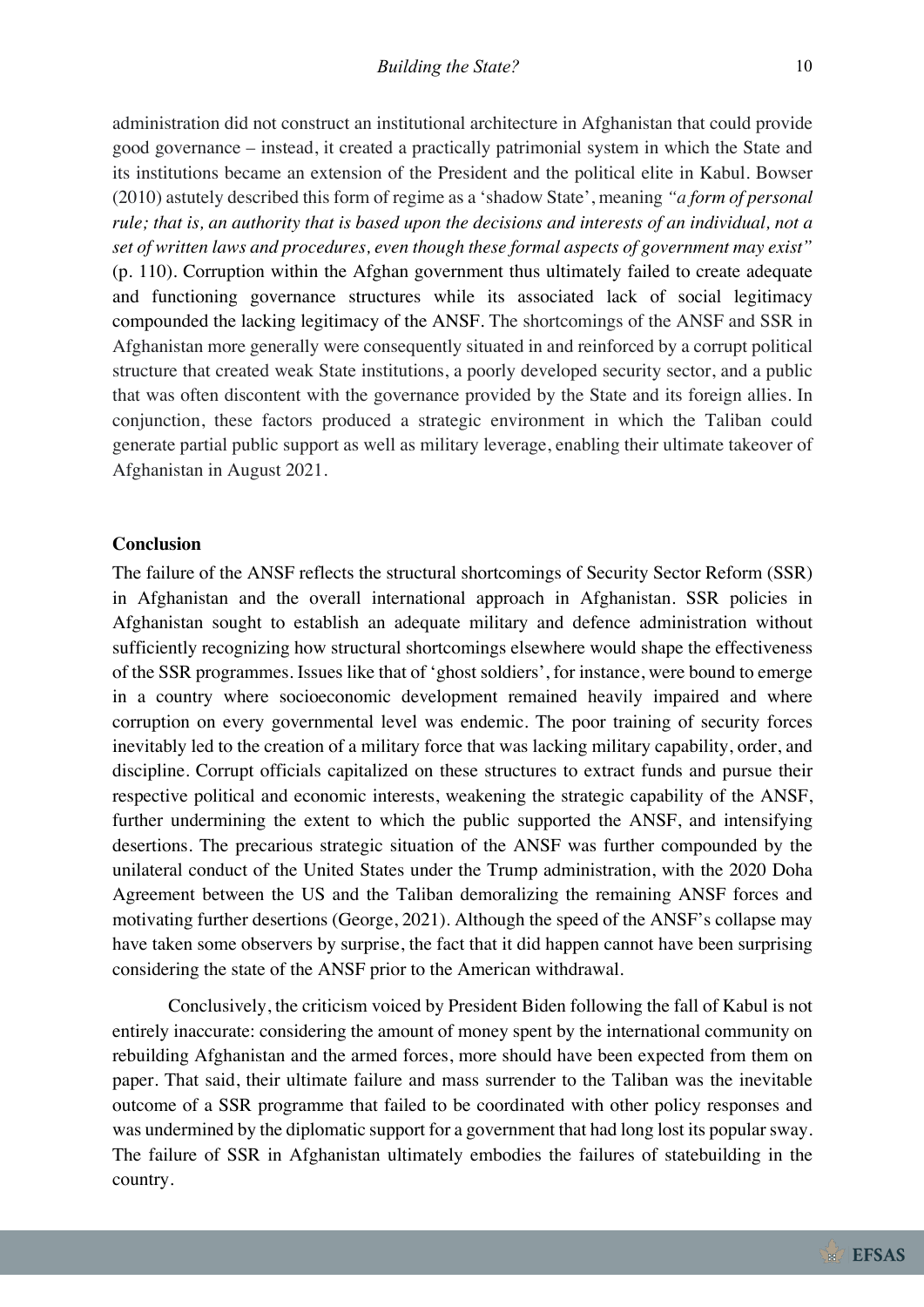administration did not construct an institutional architecture in Afghanistan that could provide good governance – instead, it created a practically patrimonial system in which the State and its institutions became an extension of the President and the political elite in Kabul. Bowser (2010) astutely described this form of regime as a 'shadow State', meaning *"a form of personal rule; that is, an authority that is based upon the decisions and interests of an individual, not a set of written laws and procedures, even though these formal aspects of government may exist"* (p. 110). Corruption within the Afghan government thus ultimately failed to create adequate and functioning governance structures while its associated lack of social legitimacy compounded the lacking legitimacy of the ANSF. The shortcomings of the ANSF and SSR in Afghanistan more generally were consequently situated in and reinforced by a corrupt political structure that created weak State institutions, a poorly developed security sector, and a public that was often discontent with the governance provided by the State and its foreign allies. In conjunction, these factors produced a strategic environment in which the Taliban could generate partial public support as well as military leverage, enabling their ultimate takeover of Afghanistan in August 2021.

**Conclusion**

The failure of the ANSF reflects the structural shortcomings of Security Sector Reform (SSR) in Afghanistan and the overall international approach in Afghanistan. SSR policies in Afghanistan sought to establish an adequate military and defence administration without sufficiently recognizing how structural shortcomings elsewhere would shape the effectiveness of the SSR programmes. Issues like that of 'ghost soldiers', for instance, were bound to emerge in a country where socioeconomic development remained heavily impaired and where corruption on every governmental level was endemic. The poor training of security forces inevitably led to the creation of a military force that was lacking military capability, order, and discipline. Corrupt officials capitalized on these structures to extract funds and pursue their respective political and economic interests, weakening the strategic capability of the ANSF, further undermining the extent to which the public supported the ANSF, and intensifying desertions. The precarious strategic situation of the ANSF was further compounded by the unilateral conduct of the United States under the Trump administration, with the 2020 Doha Agreement between the US and the Taliban demoralizing the remaining ANSF forces and motivating further desertions (George, 2021). Although the speed of the ANSF's collapse may have taken some observers by surprise, the fact that it did happen cannot have been surprising considering the state of the ANSF prior to the American withdrawal.

Conclusively, the criticism voiced by President Biden following the fall of Kabul is not entirely inaccurate: considering the amount of money spent by the international community on rebuilding Afghanistan and the armed forces, more should have been expected from them on paper. That said, their ultimate failure and mass surrender to the Taliban was the inevitable outcome of a SSR programme that failed to be coordinated with other policy responses and was undermined by the diplomatic support for a government that had long lost its popular sway. The failure of SSR in Afghanistan ultimately embodies the failures of statebuilding in the country.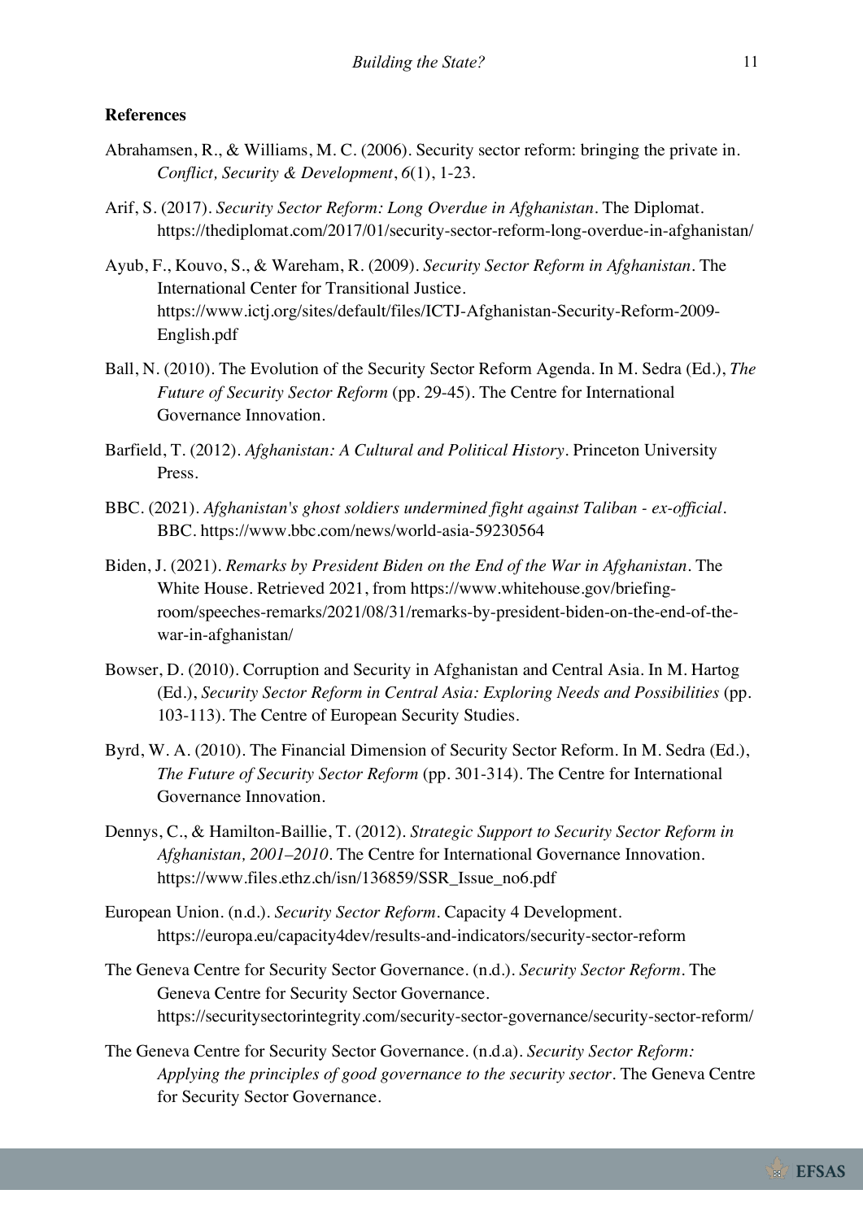**References**

Abrahamsen, R., & Williams, M. C. (2006). Security sector reform: bringing the private in. *Conflict, Security & Development*, *6*(1), 1-23.

Arif, S. (2017). *Security Sector Reform: Long Overdue in Afghanistan*. The Diplomat. https://thediplomat.com/2017/01/security-sector-reform-long-overdue-in-afghanistan/

Ayub, F., Kouvo, S., & Wareham, R. (2009). *Security Sector Reform in Afghanistan*. The International Center for Transitional Justice. https://www.ictj.org/sites/default/files/ICTJ-Afghanistan-Security-Reform-2009-English.pdf

Ball, N. (2010). The Evolution of the Security Sector Reform Agenda. In M. Sedra (Ed.), *The Future of Security Sector Reform* (pp. 29-45). The Centre for International Governance Innovation.

Barfield, T. (2012). *Afghanistan: A Cultural and Political History*. Princeton University Press.

BBC. (2021). *Afghanistan's ghost soldiers undermined fight against Taliban - ex-official*. BBC. https://www.bbc.com/news/world-asia-59230564

Biden, J. (2021). *Remarks by President Biden on the End of the War in Afghanistan*. The White House. Retrieved 2021, from https://www.whitehouse.gov/briefing-room/speeches-remarks/2021/08/31/remarks-by-president-biden-on-the-end-of-the-war-in-afghanistan/

Bowser, D. (2010). Corruption and Security in Afghanistan and Central Asia. In M. Hartog (Ed.), *Security Sector Reform in Central Asia: Exploring Needs and Possibilities* (pp. 103-113). The Centre of European Security Studies.

Byrd, W. A. (2010). The Financial Dimension of Security Sector Reform. In M. Sedra (Ed.), *The Future of Security Sector Reform* (pp. 301-314). The Centre for International Governance Innovation.

Dennys, C., & Hamilton-Baillie, T. (2012). *Strategic Support to Security Sector Reform in Afghanistan, 2001–2010*. The Centre for International Governance Innovation. https://www.files.ethz.ch/isn/136859/SSR_Issue_no6.pdf

European Union. (n.d.). *Security Sector Reform*. Capacity 4 Development. https://europa.eu/capacity4dev/results-and-indicators/security-sector-reform

The Geneva Centre for Security Sector Governance. (n.d.). *Security Sector Reform*. The Geneva Centre for Security Sector Governance. https://securitysectorintegrity.com/security-sector-governance/security-sector-reform/

The Geneva Centre for Security Sector Governance. (n.d.a). *Security Sector Reform: Applying the principles of good governance to the security sector*. The Geneva Centre for Security Sector Governance.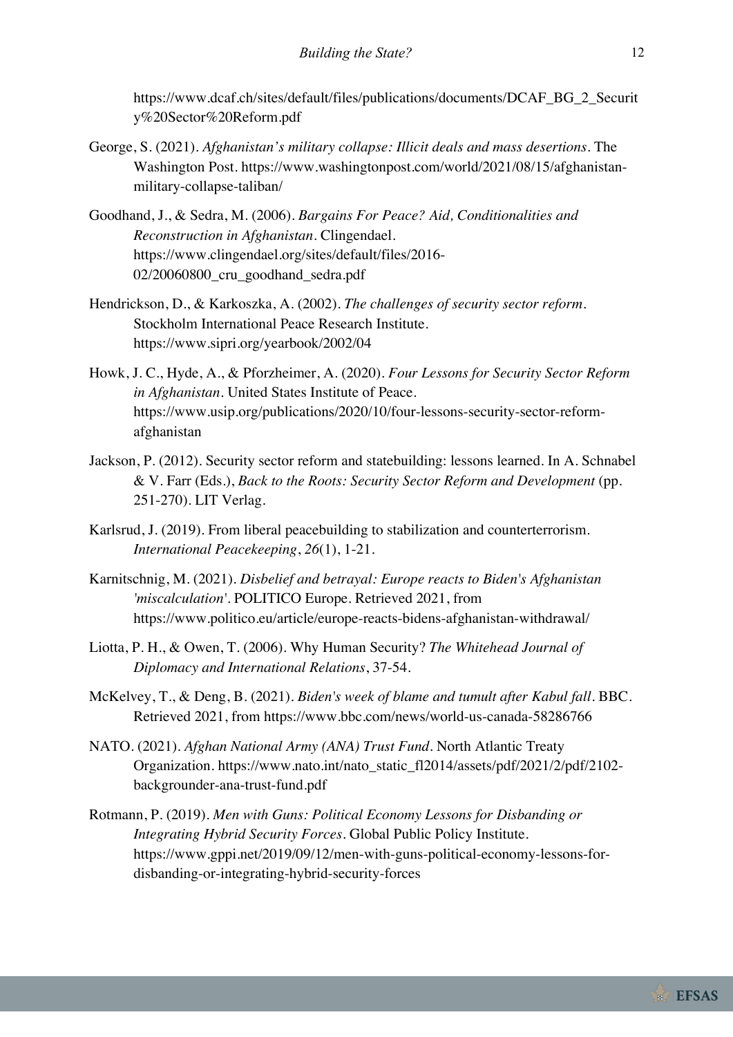https://www.dcaf.ch/sites/default/files/publications/documents/DCAF_BG_2_Security%20Sector%20Reform.pdf

George, S. (2021). *Afghanistan's military collapse: Illicit deals and mass desertions*. The Washington Post. https://www.washingtonpost.com/world/2021/08/15/afghanistan-military-collapse-taliban/

Goodhand, J., & Sedra, M. (2006). *Bargains For Peace? Aid, Conditionalities and Reconstruction in Afghanistan*. Clingendael. https://www.clingendael.org/sites/default/files/2016-02/20060800_cru_goodhand_sedra.pdf

Hendrickson, D., & Karkoszka, A. (2002). *The challenges of security sector reform*. Stockholm International Peace Research Institute. https://www.sipri.org/yearbook/2002/04

Howk, J. C., Hyde, A., & Pforzheimer, A. (2020). *Four Lessons for Security Sector Reform in Afghanistan*. United States Institute of Peace. https://www.usip.org/publications/2020/10/four-lessons-security-sector-reform-afghanistan

Jackson, P. (2012). Security sector reform and statebuilding: lessons learned. In A. Schnabel & V. Farr (Eds.), *Back to the Roots: Security Sector Reform and Development* (pp. 251-270). LIT Verlag.

Karlsrud, J. (2019). From liberal peacebuilding to stabilization and counterterrorism. *International Peacekeeping*, *26*(1), 1-21.

Karnitschnig, M. (2021). *Disbelief and betrayal: Europe reacts to Biden's Afghanistan 'miscalculation'*. POLITICO Europe. Retrieved 2021, from https://www.politico.eu/article/europe-reacts-bidens-afghanistan-withdrawal/

Liotta, P. H., & Owen, T. (2006). Why Human Security? *The Whitehead Journal of Diplomacy and International Relations*, 37-54.

McKelvey, T., & Deng, B. (2021). *Biden's week of blame and tumult after Kabul fall*. BBC. Retrieved 2021, from https://www.bbc.com/news/world-us-canada-58286766

NATO. (2021). *Afghan National Army (ANA) Trust Fund*. North Atlantic Treaty Organization. https://www.nato.int/nato_static_fl2014/assets/pdf/2021/2/pdf/2102-backgrounder-ana-trust-fund.pdf

Rotmann, P. (2019). *Men with Guns: Political Economy Lessons for Disbanding or Integrating Hybrid Security Forces*. Global Public Policy Institute. https://www.gppi.net/2019/09/12/men-with-guns-political-economy-lessons-for-disbanding-or-integrating-hybrid-security-forces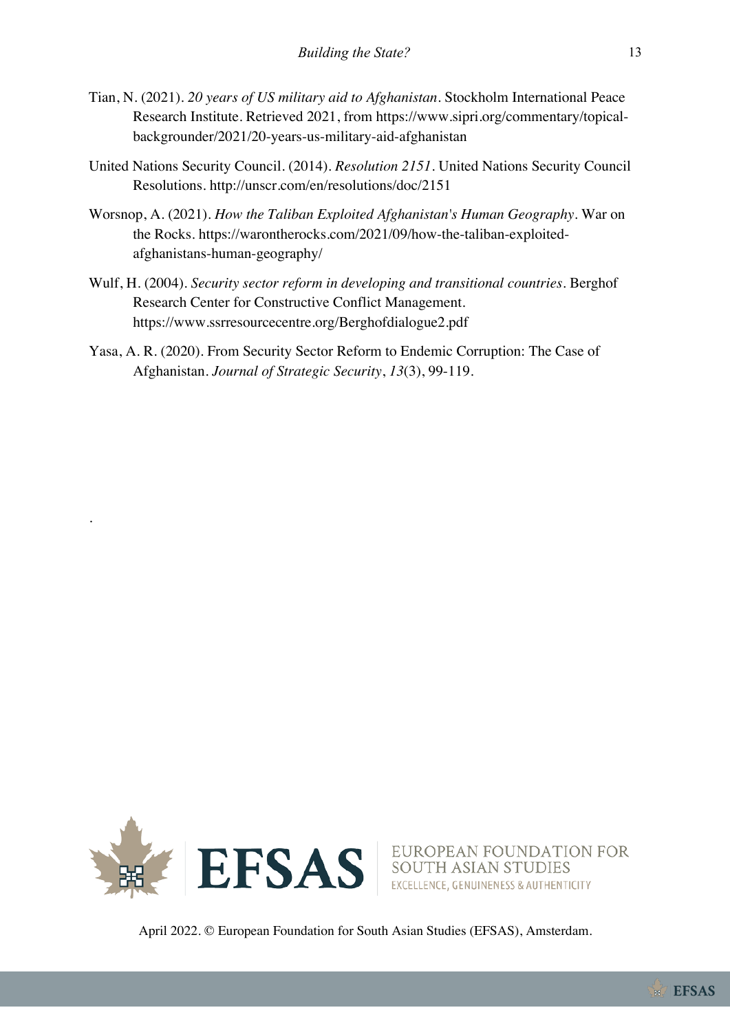Tian, N. (2021). *20 years of US military aid to Afghanistan*. Stockholm International Peace Research Institute. Retrieved 2021, from https://www.sipri.org/commentary/topical-backgrounder/2021/20-years-us-military-aid-afghanistan

United Nations Security Council. (2014). *Resolution 2151*. United Nations Security Council Resolutions. http://unscr.com/en/resolutions/doc/2151

Worsnop, A. (2021). *How the Taliban Exploited Afghanistan's Human Geography*. War on the Rocks. https://warontherocks.com/2021/09/how-the-taliban-exploited-afghanistans-human-geography/

Wulf, H. (2004). *Security sector reform in developing and transitional countries*. Berghof Research Center for Constructive Conflict Management. https://www.ssrresourcecentre.org/Berghofdialogue2.pdf

Yasa, A. R. (2020). From Security Sector Reform to Endemic Corruption: The Case of Afghanistan. *Journal of Strategic Security*, *13*(3), 99-119.

.

EFSAS | EUROPEAN FOUNDATION FOR SOUTH ASIAN STUDIES
EXCELLENCE, GENUINENESS & AUTHENTICITY

April 2022. © European Foundation for South Asian Studies (EFSAS), Amsterdam.